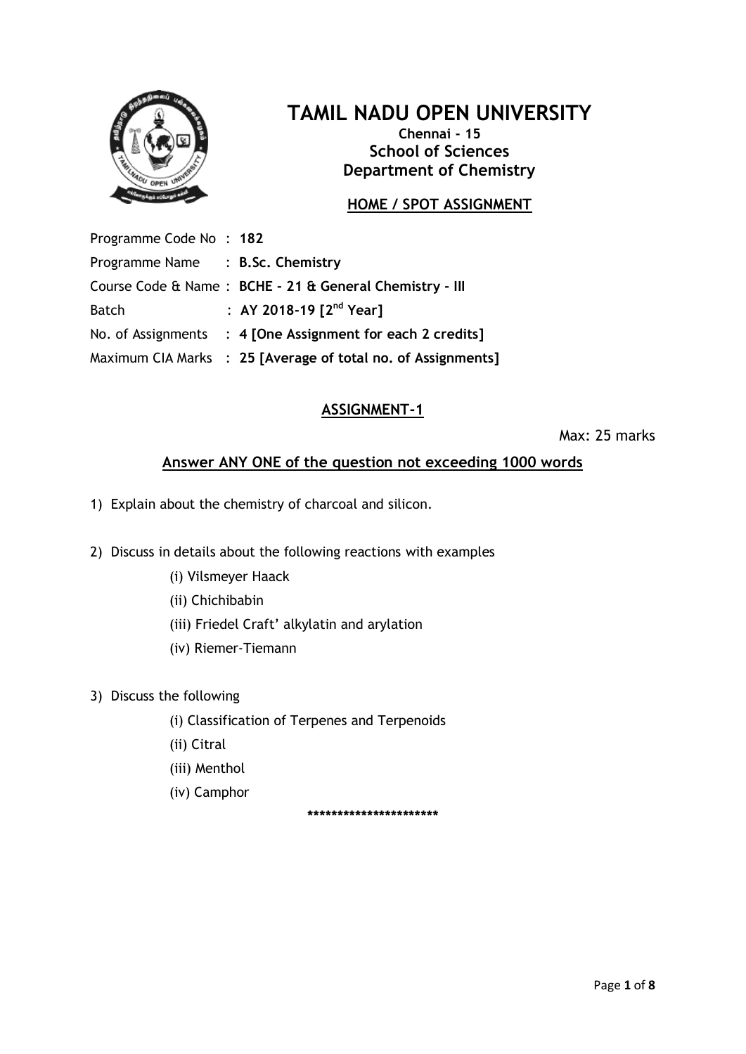# TAMIL NADU OPEN UNIVERSITY

**Chennai - 15**

**School of Sciences**

**Department of Chemistry**

**HOME / SPOT ASSIGNMENT**

Programme Code No : **182**

Programme Name : **B.Sc. Chemistry**

Course Code & Name : **BCHE - 21 & General Chemistry - III**

Batch : **AY 2018-19 [2nd Year]**

No. of Assignments : **4 [One Assignment for each 2 credits]**

Maximum CIA Marks : **25 [Average of total no. of Assignments]**

## ASSIGNMENT-1

Max: 25 marks

**Answer ANY ONE of the question not exceeding 1000 words**

1) Explain about the chemistry of charcoal and silicon.

2) Discuss in details about the following reactions with examples
   - (i) Vilsmeyer Haack
   - (ii) Chichibabin
   - (iii) Friedel Craft' alkylatin and arylation
   - (iv) Riemer-Tiemann

3) Discuss the following
   - (i) Classification of Terpenes and Terpenoids
   - (ii) Citral
   - (iii) Menthol
   - (iv) Camphor

**********************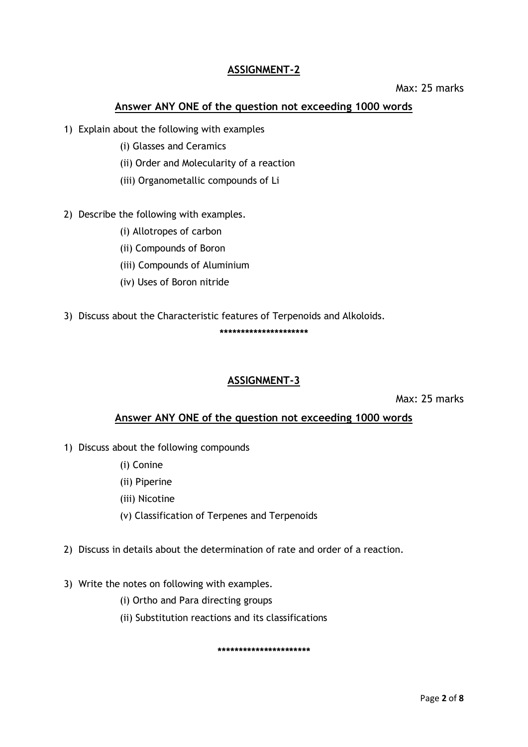## ASSIGNMENT-2

Max: 25 marks

### Answer ANY ONE of the question not exceeding 1000 words

1) Explain about the following with examples

   (i) Glasses and Ceramics

   (ii) Order and Molecularity of a reaction

   (iii) Organometallic compounds of Li

2) Describe the following with examples.

   (i) Allotropes of carbon

   (ii) Compounds of Boron

   (iii) Compounds of Aluminium

   (iv) Uses of Boron nitride

3) Discuss about the Characteristic features of Terpenoids and Alkoloids.

*********************

## ASSIGNMENT-3

Max: 25 marks

### Answer ANY ONE of the question not exceeding 1000 words

1) Discuss about the following compounds

   (i) Conine

   (ii) Piperine

   (iii) Nicotine

   (v) Classification of Terpenes and Terpenoids

2) Discuss in details about the determination of rate and order of a reaction.

3) Write the notes on following with examples.

   (i) Ortho and Para directing groups

   (ii) Substitution reactions and its classifications

**********************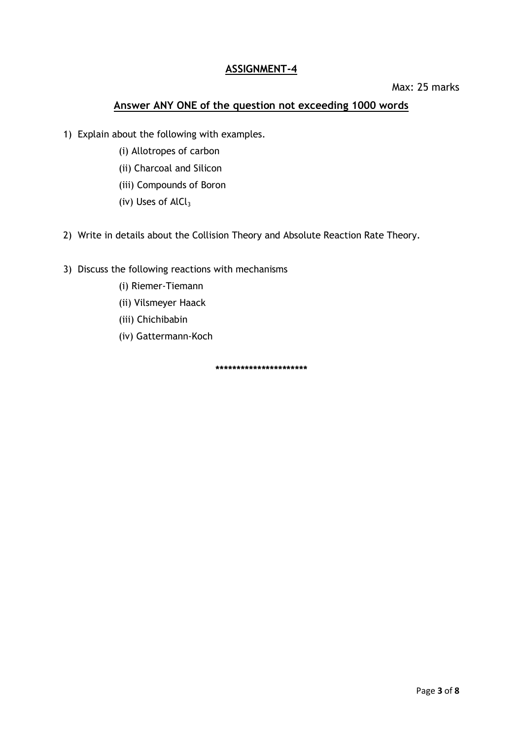## ASSIGNMENT-4

Max: 25 marks

### Answer ANY ONE of the question not exceeding 1000 words

1) Explain about the following with examples.

   (i) Allotropes of carbon

   (ii) Charcoal and Silicon

   (iii) Compounds of Boron

   (iv) Uses of $AlCl_3$

2) Write in details about the Collision Theory and Absolute Reaction Rate Theory.

3) Discuss the following reactions with mechanisms

   (i) Riemer-Tiemann

   (ii) Vilsmeyer Haack

   (iii) Chichibabin

   (iv) Gattermann-Koch

**********************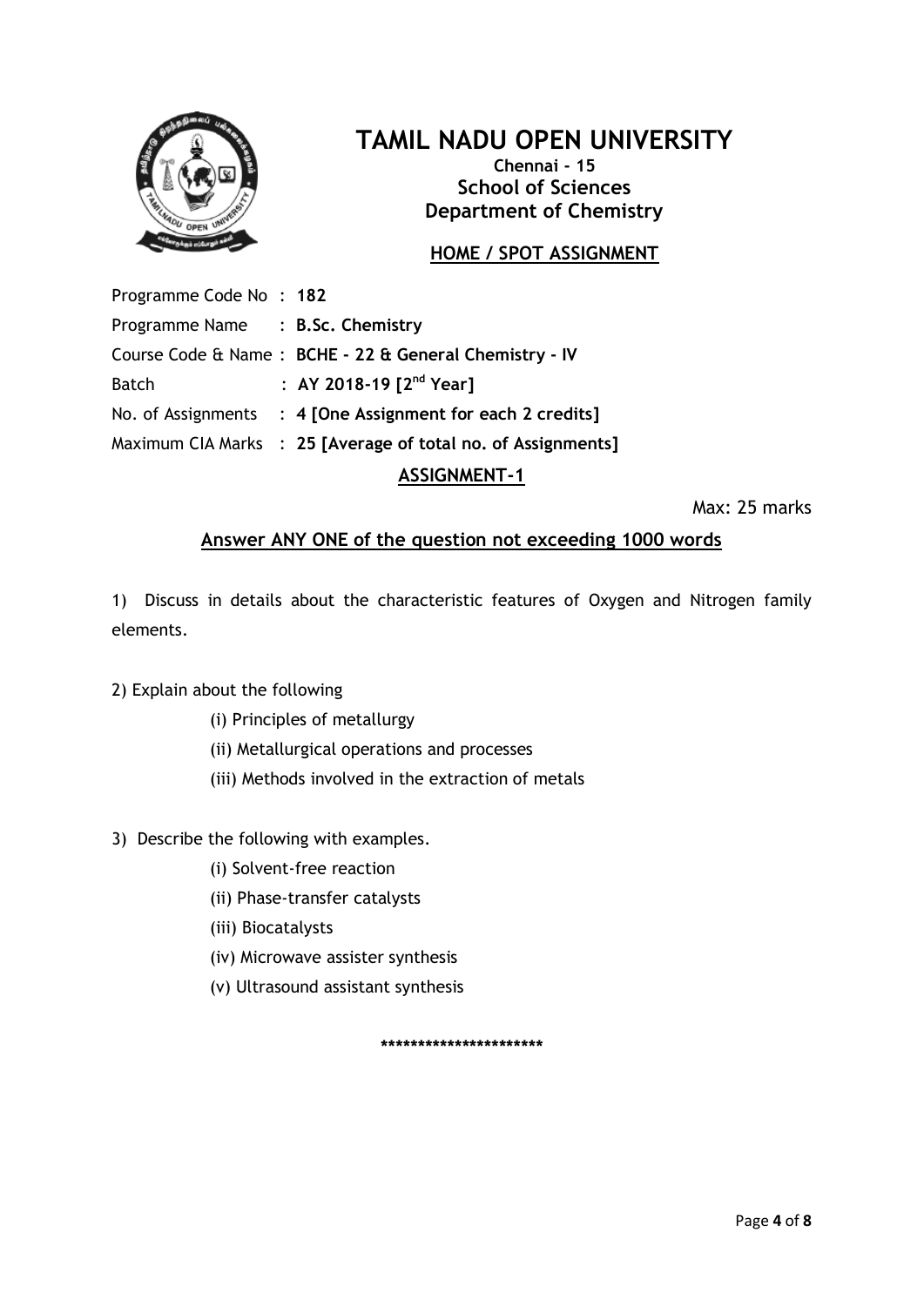# TAMIL NADU OPEN UNIVERSITY

**Chennai - 15**
**School of Sciences**
**Department of Chemistry**

## HOME / SPOT ASSIGNMENT

Programme Code No : **182**
Programme Name : **B.Sc. Chemistry**
Course Code & Name : **BCHE - 22 & General Chemistry - IV**
Batch : **AY 2018-19 [2nd Year]**
No. of Assignments : **4 [One Assignment for each 2 credits]**
Maximum CIA Marks : **25 [Average of total no. of Assignments]**

## ASSIGNMENT-1

Max: 25 marks

**Answer ANY ONE of the question not exceeding 1000 words**

1) Discuss in details about the characteristic features of Oxygen and Nitrogen family elements.

2) Explain about the following
   - (i) Principles of metallurgy
   - (ii) Metallurgical operations and processes
   - (iii) Methods involved in the extraction of metals

3) Describe the following with examples.
   - (i) Solvent-free reaction
   - (ii) Phase-transfer catalysts
   - (iii) Biocatalysts
   - (iv) Microwave assister synthesis
   - (v) Ultrasound assistant synthesis

**********************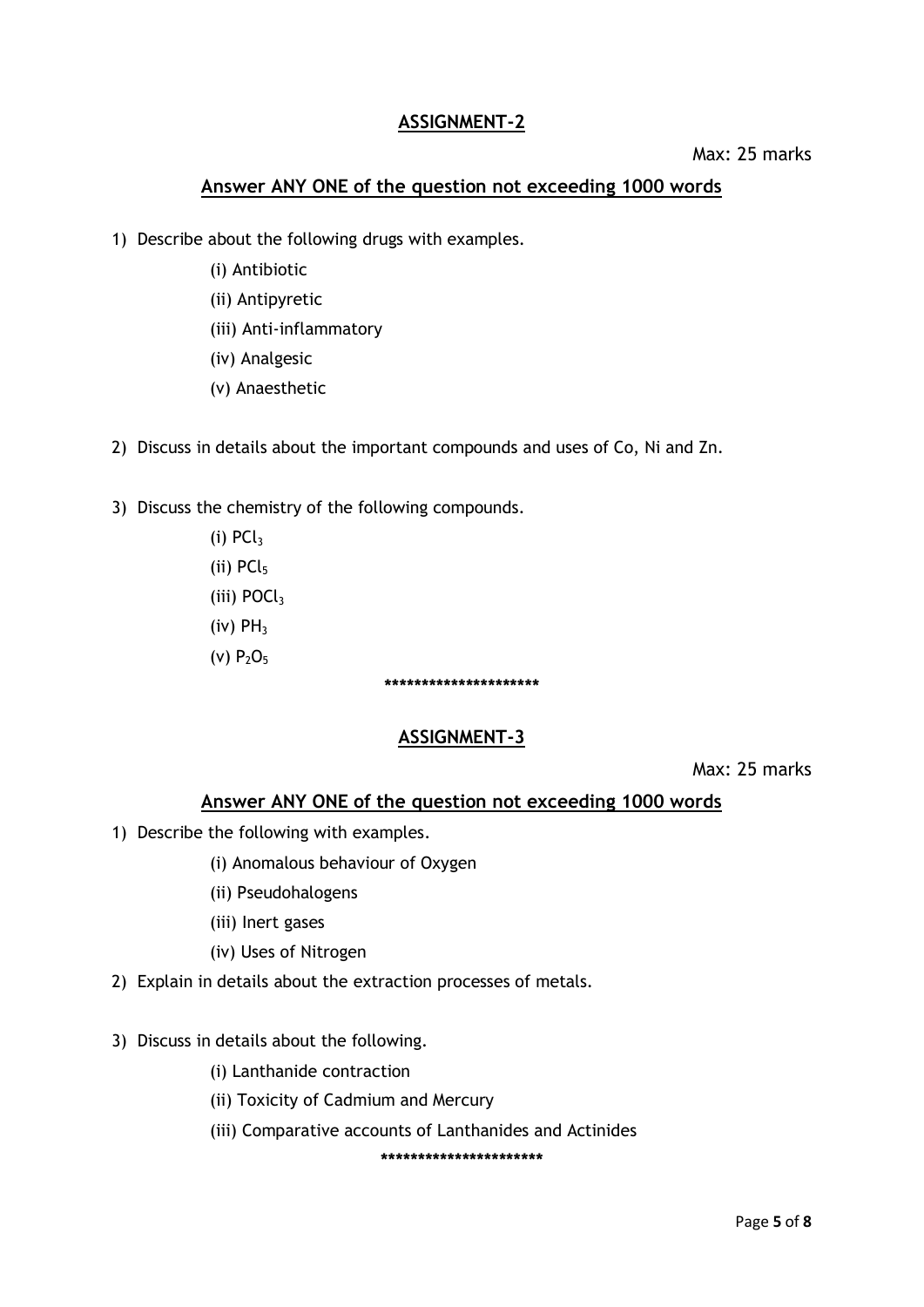## ASSIGNMENT-2

Max: 25 marks

### Answer ANY ONE of the question not exceeding 1000 words

1) Describe about the following drugs with examples.
   - (i) Antibiotic
   - (ii) Antipyretic
   - (iii) Anti-inflammatory
   - (iv) Analgesic
   - (v) Anaesthetic

2) Discuss in details about the important compounds and uses of Co, Ni and Zn.

3) Discuss the chemistry of the following compounds.
   - (i) $PCl_3$
   - (ii) $PCl_5$
   - (iii) $POCl_3$
   - (iv) $PH_3$
   - (v) $P_2O_5$

*********************

## ASSIGNMENT-3

Max: 25 marks

### Answer ANY ONE of the question not exceeding 1000 words

1) Describe the following with examples.
   - (i) Anomalous behaviour of Oxygen
   - (ii) Pseudohalogens
   - (iii) Inert gases
   - (iv) Uses of Nitrogen

2) Explain in details about the extraction processes of metals.

3) Discuss in details about the following.
   - (i) Lanthanide contraction
   - (ii) Toxicity of Cadmium and Mercury
   - (iii) Comparative accounts of Lanthanides and Actinides

**********************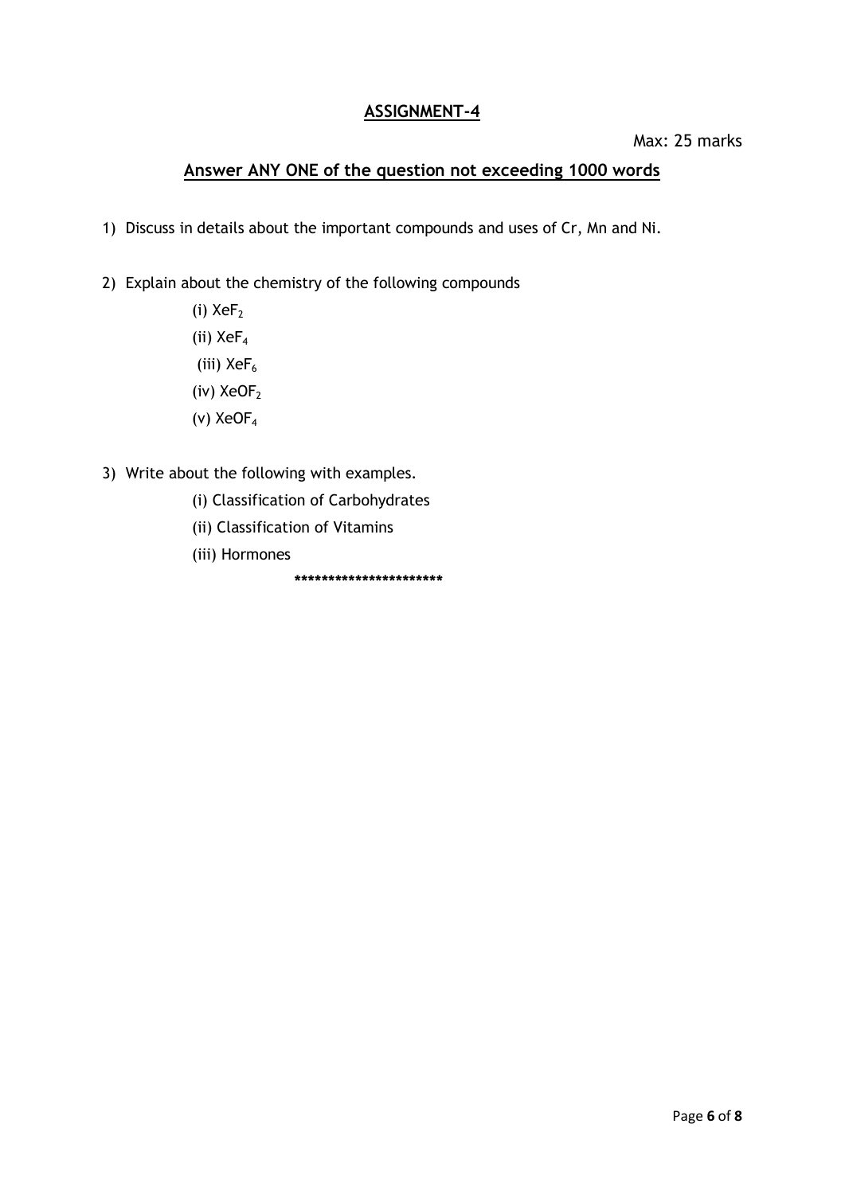# ASSIGNMENT-4

Max: 25 marks

## Answer ANY ONE of the question not exceeding 1000 words

1) Discuss in details about the important compounds and uses of Cr, Mn and Ni.

2) Explain about the chemistry of the following compounds

   (i) $XeF_2$

   (ii) $XeF_4$

   (iii) $XeF_6$

   (iv) $XeOF_2$

   (v) $XeOF_4$

3) Write about the following with examples.

   (i) Classification of Carbohydrates

   (ii) Classification of Vitamins

   (iii) Hormones

**********************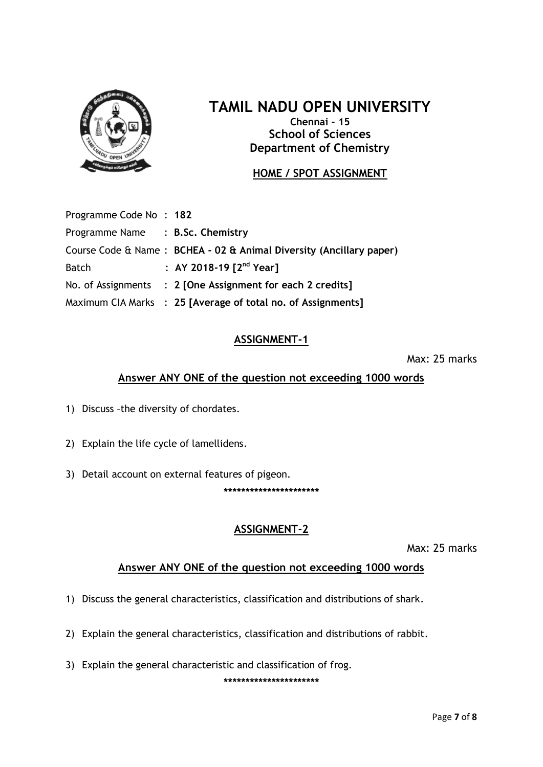# TAMIL NADU OPEN UNIVERSITY

**Chennai - 15**
**School of Sciences**
**Department of Chemistry**

**HOME / SPOT ASSIGNMENT**

Programme Code No : **182**
Programme Name : **B.Sc. Chemistry**
Course Code & Name : **BCHEA - 02 & Animal Diversity (Ancillary paper)**
Batch : **AY 2018-19 [2nd Year]**
No. of Assignments : **2 [One Assignment for each 2 credits]**
Maximum CIA Marks : **25 [Average of total no. of Assignments]**

## ASSIGNMENT-1

Max: 25 marks

**Answer ANY ONE of the question not exceeding 1000 words**

1) Discuss –the diversity of chordates.
2) Explain the life cycle of lamellidens.
3) Detail account on external features of pigeon.

**********************

## ASSIGNMENT-2

Max: 25 marks

**Answer ANY ONE of the question not exceeding 1000 words**

1) Discuss the general characteristics, classification and distributions of shark.
2) Explain the general characteristics, classification and distributions of rabbit.
3) Explain the general characteristic and classification of frog.

**********************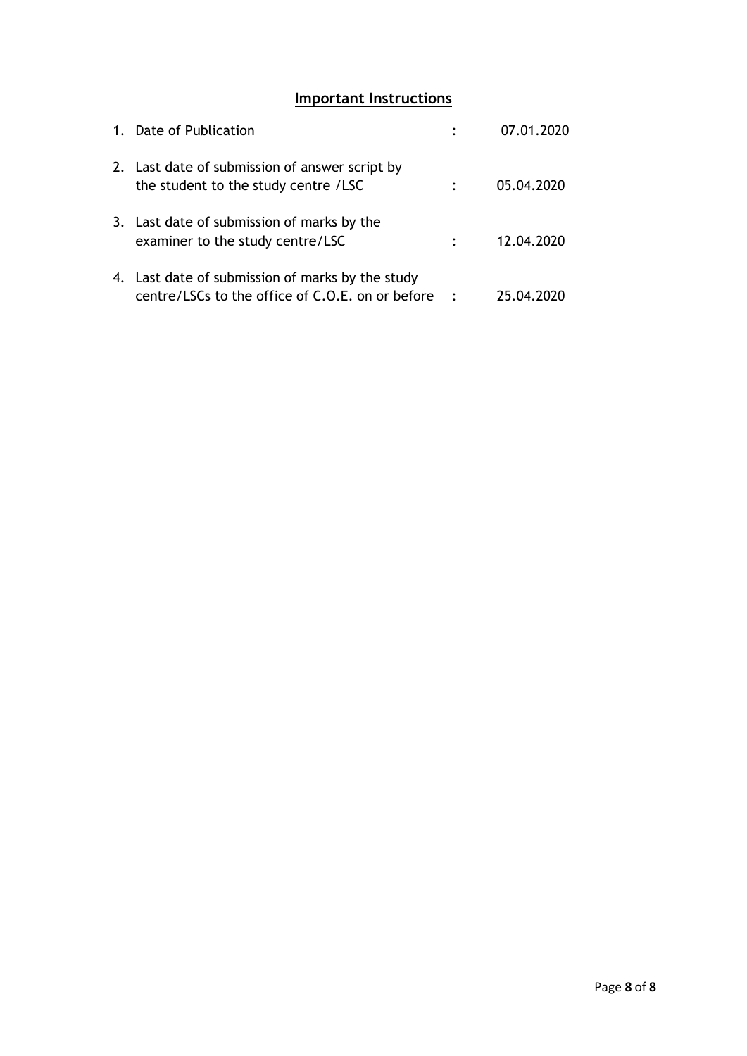## Important Instructions

| | | |
|---|---|---|
| 1. Date of Publication | : | 07.01.2020 |
| 2. Last date of submission of answer script by the student to the study centre /LSC | : | 05.04.2020 |
| 3. Last date of submission of marks by the examiner to the study centre/LSC | : | 12.04.2020 |
| 4. Last date of submission of marks by the study centre/LSCs to the office of C.O.E. on or before | : | 25.04.2020 |